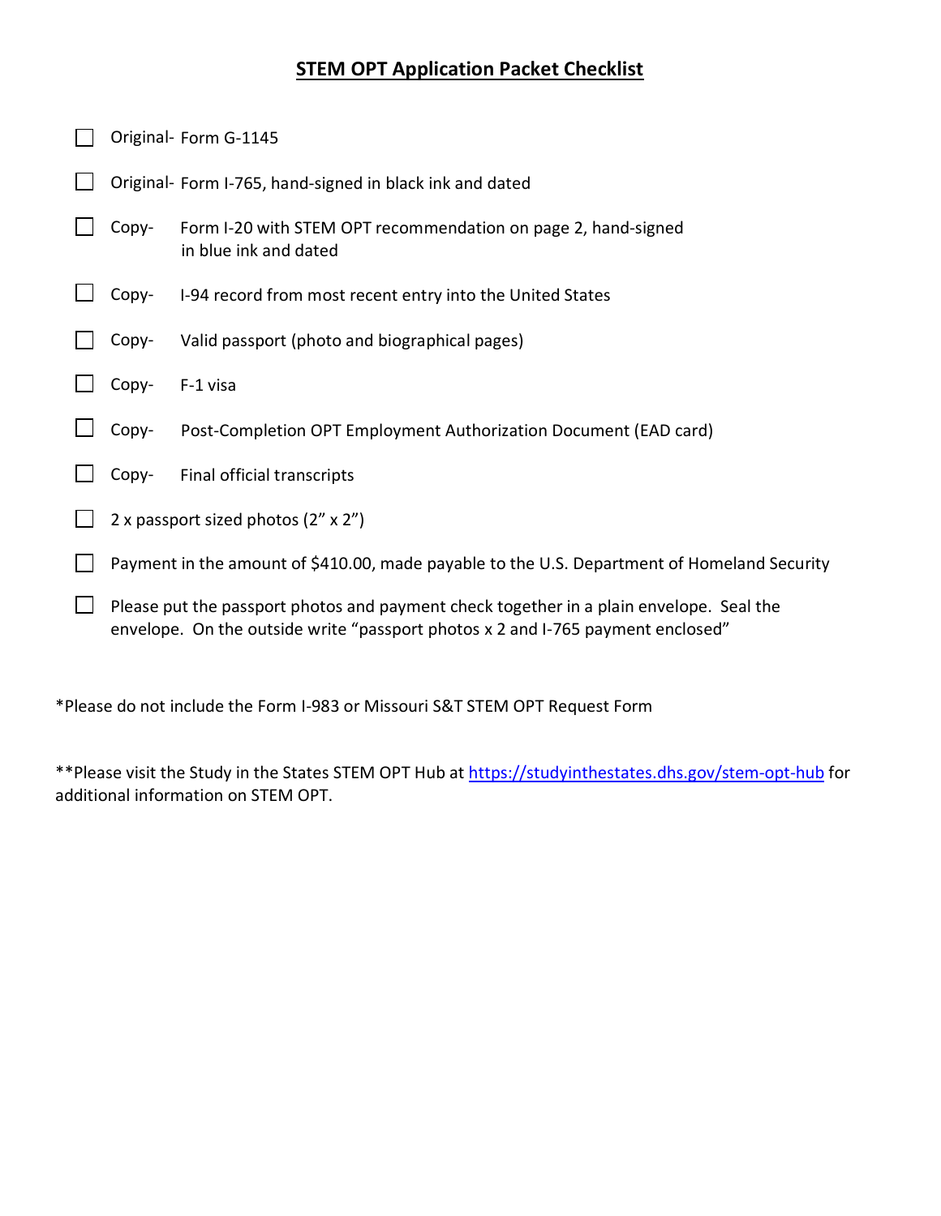# STEM OPT Application Packet Checklist

- [ ] Original- Form G-1145
- [ ] Original- Form I-765, hand-signed in black ink and dated
- [ ] Copy- Form I-20 with STEM OPT recommendation on page 2, hand-signed in blue ink and dated
- [ ] Copy- I-94 record from most recent entry into the United States
- [ ] Copy- Valid passport (photo and biographical pages)
- [ ] Copy- F-1 visa
- [ ] Copy- Post-Completion OPT Employment Authorization Document (EAD card)
- [ ] Copy- Final official transcripts
- [ ] 2 x passport sized photos (2" x 2")
- [ ] Payment in the amount of $410.00, made payable to the U.S. Department of Homeland Security
- [ ] Please put the passport photos and payment check together in a plain envelope. Seal the envelope. On the outside write "passport photos x 2 and I-765 payment enclosed"

*Please do not include the Form I-983 or Missouri S&T STEM OPT Request Form

**Please visit the Study in the States STEM OPT Hub at https://studyinthestates.dhs.gov/stem-opt-hub for additional information on STEM OPT.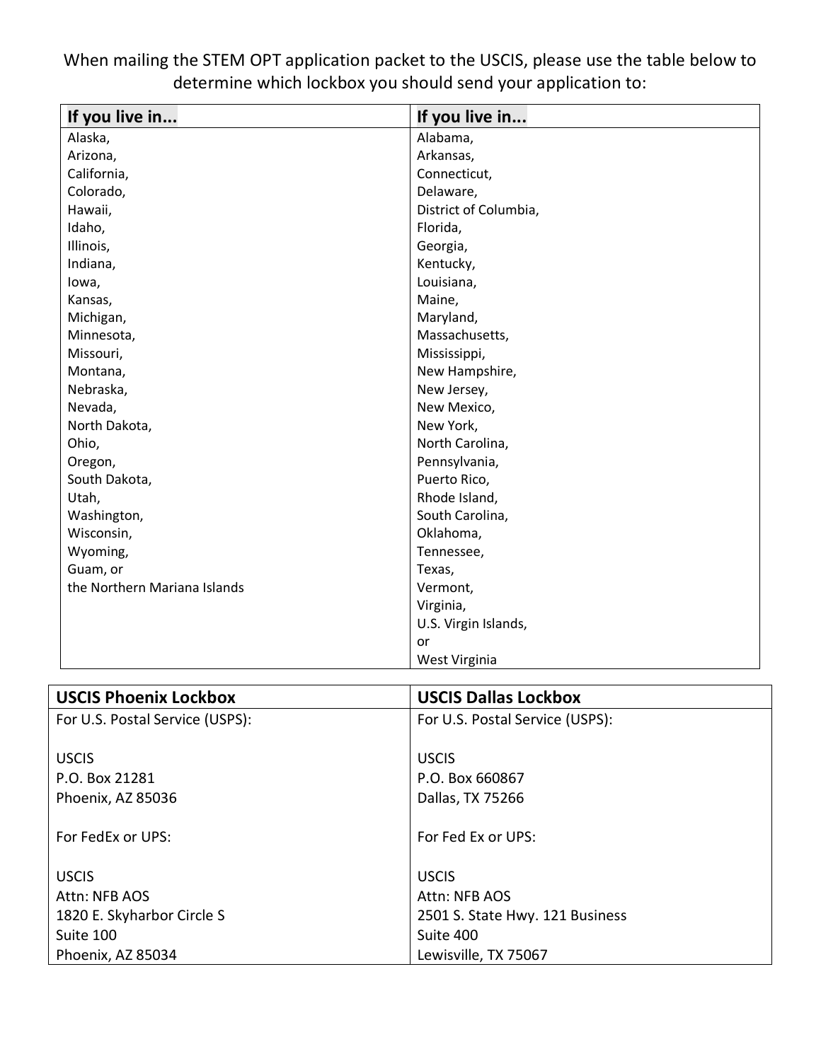When mailing the STEM OPT application packet to the USCIS, please use the table below to determine which lockbox you should send your application to:

| **If you live in...** | **If you live in...** |
|---|---|
| Alaska, | Alabama, |
| Arizona, | Arkansas, |
| California, | Connecticut, |
| Colorado, | Delaware, |
| Hawaii, | District of Columbia, |
| Idaho, | Florida, |
| Illinois, | Georgia, |
| Indiana, | Kentucky, |
| Iowa, | Louisiana, |
| Kansas, | Maine, |
| Michigan, | Maryland, |
| Minnesota, | Massachusetts, |
| Missouri, | Mississippi, |
| Montana, | New Hampshire, |
| Nebraska, | New Jersey, |
| Nevada, | New Mexico, |
| North Dakota, | New York, |
| Ohio, | North Carolina, |
| Oregon, | Pennsylvania, |
| South Dakota, | Puerto Rico, |
| Utah, | Rhode Island, |
| Washington, | South Carolina, |
| Wisconsin, | Oklahoma, |
| Wyoming, | Tennessee, |
| Guam, or | Texas, |
| the Northern Mariana Islands | Vermont, |
| | Virginia, |
| | U.S. Virgin Islands, |
| | or |
| | West Virginia |

| **USCIS Phoenix Lockbox** | **USCIS Dallas Lockbox** |
|---|---|
| For U.S. Postal Service (USPS): | For U.S. Postal Service (USPS): |
| USCIS<br>P.O. Box 21281<br>Phoenix, AZ 85036 | USCIS<br>P.O. Box 660867<br>Dallas, TX 75266 |
| For FedEx or UPS: | For Fed Ex or UPS: |
| USCIS<br>Attn: NFB AOS<br>1820 E. Skyharbor Circle S<br>Suite 100<br>Phoenix, AZ 85034 | USCIS<br>Attn: NFB AOS<br>2501 S. State Hwy. 121 Business<br>Suite 400<br>Lewisville, TX 75067 |